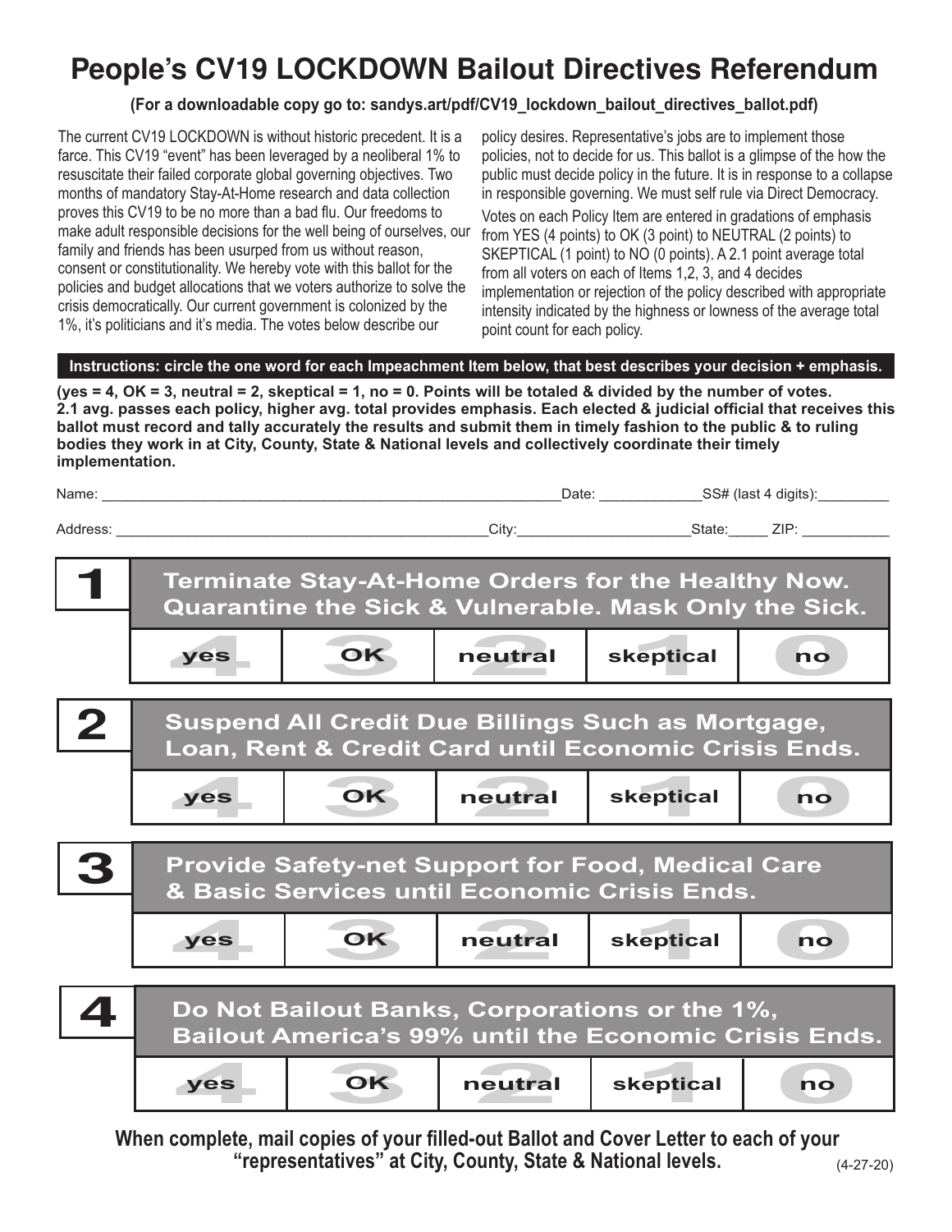# People's CV19 LOCKDOWN Bailout Directives Referendum

**(For a downloadable copy go to: sandys.art/pdf/CV19_lockdown_bailout_directives_ballot.pdf)**

The current CV19 LOCKDOWN is without historic precedent. It is a farce. This CV19 "event" has been leveraged by a neoliberal 1% to resuscitate their failed corporate global governing objectives. Two months of mandatory Stay-At-Home research and data collection proves this CV19 to be no more than a bad flu. Our freedoms to make adult responsible decisions for the well being of ourselves, our family and friends has been usurped from us without reason, consent or constitutionality. We hereby vote with this ballot for the policies and budget allocations that we voters authorize to solve the crisis democratically. Our current government is colonized by the 1%, it's politicians and it's media. The votes below describe our policy desires. Representative's jobs are to implement those policies, not to decide for us. This ballot is a glimpse of the how the public must decide policy in the future. It is in response to a collapse in responsible governing. We must self rule via Direct Democracy.

Votes on each Policy Item are entered in gradations of emphasis from YES (4 points) to OK (3 point) to NEUTRAL (2 points) to SKEPTICAL (1 point) to NO (0 points). A 2.1 point average total from all voters on each of Items 1,2, 3, and 4 decides implementation or rejection of the policy described with appropriate intensity indicated by the highness or lowness of the average total point count for each policy.

**Instructions: circle the one word for each Impeachment Item below, that best describes your decision + emphasis.**

**(yes = 4, OK = 3, neutral = 2, skeptical = 1, no = 0. Points will be totaled & divided by the number of votes. 2.1 avg. passes each policy, higher avg. total provides emphasis. Each elected & judicial official that receives this ballot must record and tally accurately the results and submit them in timely fashion to the public & to ruling bodies they work in at City, County, State & National levels and collectively coordinate their timely implementation.**

Name: ____________________ Date: __________ SS# (last 4 digits): ________

Address: ____________________ City: __________ State: _____ ZIP: ________

## 1 Terminate Stay-At-Home Orders for the Healthy Now. Quarantine the Sick & Vulnerable. Mask Only the Sick.

| 4 yes | 3 OK | 2 neutral | 1 skeptical | 0 no |
|---|---|---|---|---|

## 2 Suspend All Credit Due Billings Such as Mortgage, Loan, Rent & Credit Card until Economic Crisis Ends.

| 4 yes | 3 OK | 2 neutral | 1 skeptical | 0 no |
|---|---|---|---|---|

## 3 Provide Safety-net Support for Food, Medical Care & Basic Services until Economic Crisis Ends.

| 4 yes | 3 OK | 2 neutral | 1 skeptical | 0 no |
|---|---|---|---|---|

## 4 Do Not Bailout Banks, Corporations or the 1%, Bailout America's 99% until the Economic Crisis Ends.

| 4 yes | 3 OK | 2 neutral | 1 skeptical | 0 no |
|---|---|---|---|---|

**When complete, mail copies of your filled-out Ballot and Cover Letter to each of your "representatives" at City, County, State & National levels.**

(4-27-20)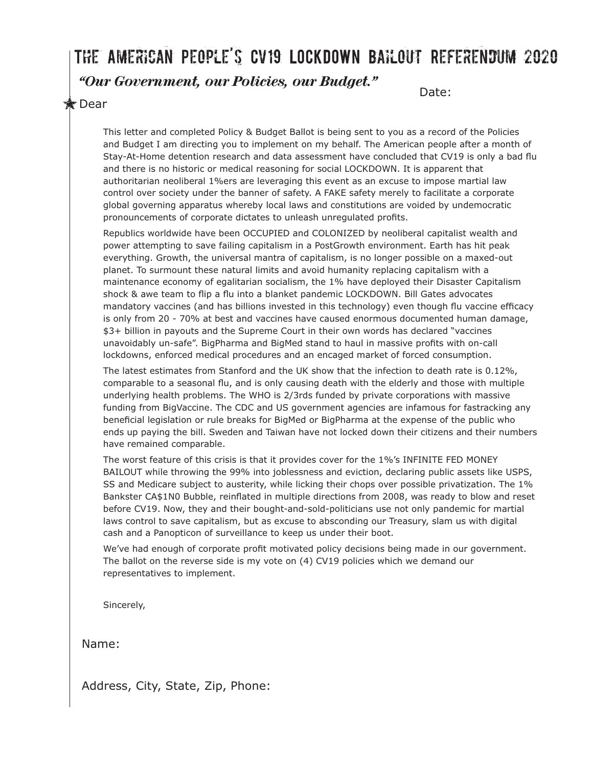# THE AMERICAN PEOPLE'S CV19 LOCKDOWN BAILOUT REFERENDUM 2020

*"Our Government, our Policies, our Budget."*

Date:

Dear

This letter and completed Policy & Budget Ballot is being sent to you as a record of the Policies and Budget I am directing you to implement on my behalf. The American people after a month of Stay-At-Home detention research and data assessment have concluded that CV19 is only a bad flu and there is no historic or medical reasoning for social LOCKDOWN. It is apparent that authoritarian neoliberal 1%ers are leveraging this event as an excuse to impose martial law control over society under the banner of safety. A FAKE safety merely to facilitate a corporate global governing apparatus whereby local laws and constitutions are voided by undemocratic pronouncements of corporate dictates to unleash unregulated profits.

Republics worldwide have been OCCUPIED and COLONIZED by neoliberal capitalist wealth and power attempting to save failing capitalism in a PostGrowth environment. Earth has hit peak everything. Growth, the universal mantra of capitalism, is no longer possible on a maxed-out planet. To surmount these natural limits and avoid humanity replacing capitalism with a maintenance economy of egalitarian socialism, the 1% have deployed their Disaster Capitalism shock & awe team to flip a flu into a blanket pandemic LOCKDOWN. Bill Gates advocates mandatory vaccines (and has billions invested in this technology) even though flu vaccine efficacy is only from 20 - 70% at best and vaccines have caused enormous documented human damage, $3+ billion in payouts and the Supreme Court in their own words has declared "vaccines unavoidably un-safe". BigPharma and BigMed stand to haul in massive profits with on-call lockdowns, enforced medical procedures and an encaged market of forced consumption.

The latest estimates from Stanford and the UK show that the infection to death rate is 0.12%, comparable to a seasonal flu, and is only causing death with the elderly and those with multiple underlying health problems. The WHO is 2/3rds funded by private corporations with massive funding from BigVaccine. The CDC and US government agencies are infamous for fastracking any beneficial legislation or rule breaks for BigMed or BigPharma at the expense of the public who ends up paying the bill. Sweden and Taiwan have not locked down their citizens and their numbers have remained comparable.

The worst feature of this crisis is that it provides cover for the 1%'s INFINITE FED MONEY BAILOUT while throwing the 99% into joblessness and eviction, declaring public assets like USPS, SS and Medicare subject to austerity, while licking their chops over possible privatization. The 1% Bankster CA$1N0 Bubble, reinflated in multiple directions from 2008, was ready to blow and reset before CV19. Now, they and their bought-and-sold-politicians use not only pandemic for martial laws control to save capitalism, but as excuse to absconding our Treasury, slam us with digital cash and a Panopticon of surveillance to keep us under their boot.

We've had enough of corporate profit motivated policy decisions being made in our government. The ballot on the reverse side is my vote on (4) CV19 policies which we demand our representatives to implement.

Sincerely,

Name:

Address, City, State, Zip, Phone: